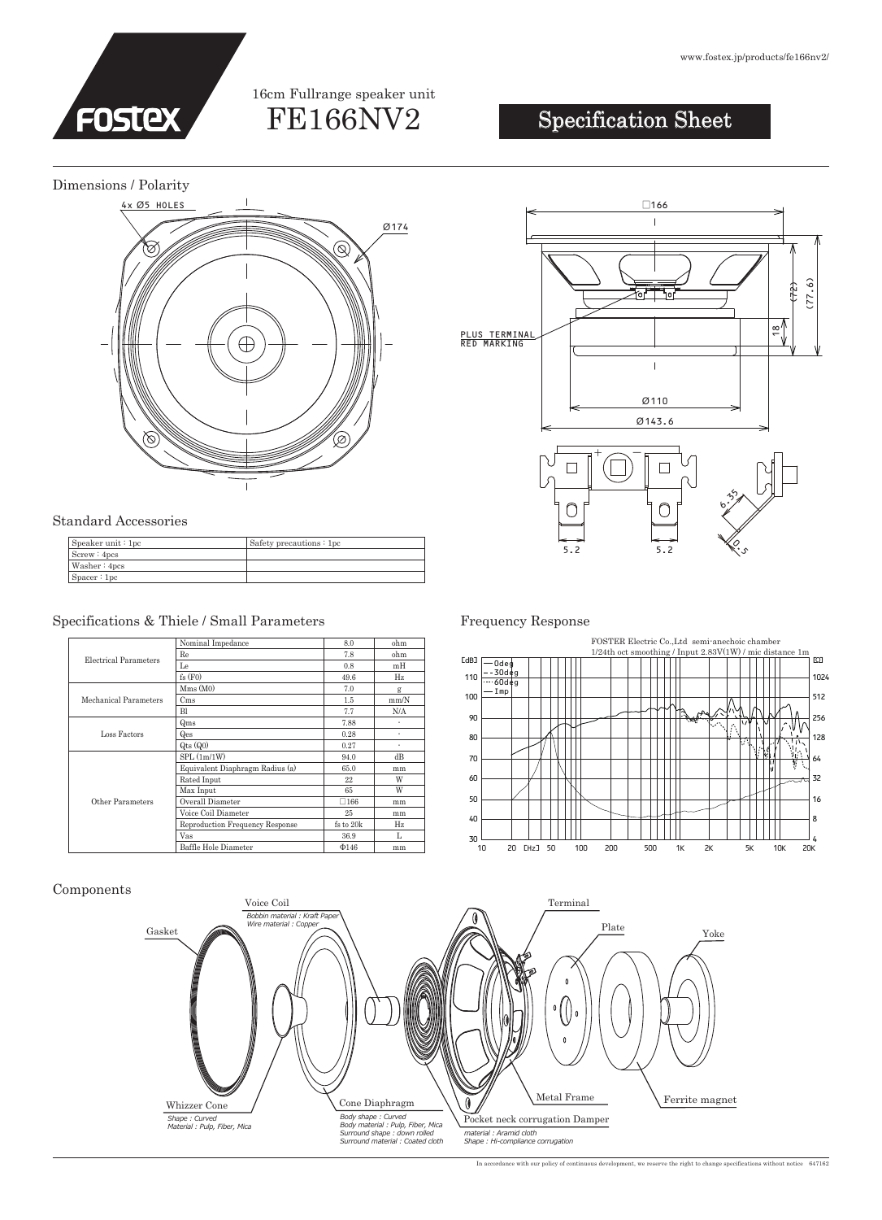www.fostex.jp/products/fe166nv2/

# FOSTEX

16cm Fullrange speaker unit

# FE166NV2

## Specification Sheet

## Dimensions / Polarity

4x Ø5 HOLES

Ø174

□166

PLUS TERMINAL RED MARKING

(72)

(77.6)

18

Ø110

Ø143.6

5.2

5.2

6.35

0.5

## Standard Accessories

| Speaker unit : 1pc | Safety precautions : 1pc |
|---|---|
| Screw : 4pcs | |
| Washer : 4pcs | |
| Spacer : 1pc | |

## Specifications & Thiele / Small Parameters

| | | | |
|---|---|---|---|
| Electrical Parameters | Nominal Impedance | 8.0 | ohm |
| | Re | 7.8 | ohm |
| | Le | 0.8 | mH |
| | fs (F0) | 49.6 | Hz |
| Mechanical Parameters | Mms (M0) | 7.0 | g |
| | Cms | 1.5 | mm/N |
| | Bl | 7.7 | N/A |
| Loss Factors | Qms | 7.88 | - |
| | Qes | 0.28 | - |
| | Qts (Q0) | 0.27 | - |
| Other Parameters | SPL (1m/1W) | 94.0 | dB |
| | Equivalent Diaphragm Radius (a) | 65.0 | mm |
| | Rated Input | 22 | W |
| | Max Input | 65 | W |
| | Overall Diameter | □166 | mm |
| | Voice Coil Diameter | 25 | mm |
| | Reproduction Frequency Response | fs to 20k | Hz |
| | Vas | 36.9 | L |
| | Baffle Hole Diameter | Φ146 | mm |

## Frequency Response

FOSTER Electric Co.,Ltd semi-anechoic chamber
1/24th oct smoothing / Input 2.83V(1W) / mic distance 1m

Legend: 0deg, 30deg, 60deg, Imp

## Components

- Voice Coil — *Bobbin material : Kraft Paper; Wire material : Copper*
- Gasket
- Whizzer Cone — *Shape : Curved; Material : Pulp, Fiber, Mica*
- Cone Diaphragm — *Body shape : Curved; Body material : Pulp, Fiber, Mica; Surround shape : down rolled; Surround material : Coated cloth*
- Terminal
- Metal Frame
- Pocket neck corrugation Damper — *material : Aramid cloth; Shape : Hi-compliance corrugation*
- Plate
- Yoke
- Ferrite magnet

In accordance with our policy of continuous development, we reserve the right to change specifications without notice 647162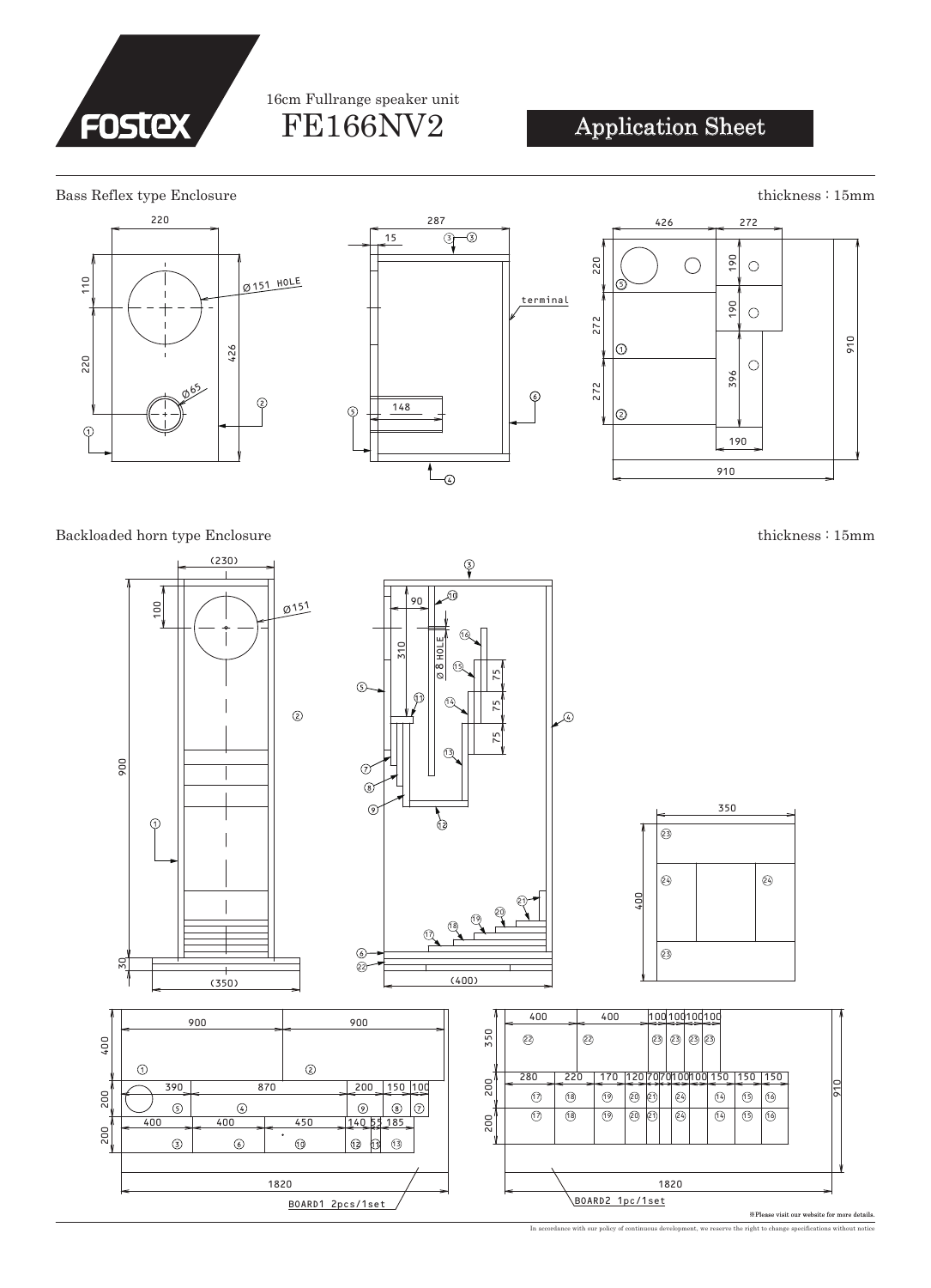FOSTEX

16cm Fullrange speaker unit

# FE166NV2

## Application Sheet

### Bass Reflex type Enclosure

thickness : 15mm

220
110
220
Ø151 HOLE
Ø65
426
①
②

287
15
③
terminal
148
⑤
⑥
④

426
272
220
272
272
190
190
396
190
910
910
①
②
⑤

### Backloaded horn type Enclosure

thickness : 15mm

(230)
100
Ø151
900
30
(350)
①
②

③
90
⑩
310
Ø8 HOLE
⑯
⑮
75
75
75
⑭
⑬
⑪
⑤
④
⑦
⑧
⑨
⑫
㉑
⑳
⑲
⑱
⑰
⑥
㉒
(400)

350
400
㉓
㉔
㉔
㉓

900
900
400
①
②
200
390
870
200
150
100
⑤
④
⑨
⑧
⑦
200
400
400
450
140
55
185
③
⑥
⑩
⑫
⑪
⑬
1820
BOARD1 2pcs/1set

400
400
100
100
100
100
350
㉒
㉒
㉓
㉓
㉓
㉓
200
280
220
170
120
70
70
100
100
150
150
150
⑰
⑱
⑲
⑳
㉑
㉔
⑭
⑮
⑯
200
⑰
⑱
⑲
⑳
㉑
㉔
⑭
⑮
⑯
910
1820
BOARD2 1pc/1set

※Please visit our website for more details.

In accordance with our policy of continuous development, we reserve the right to change specifications without notice